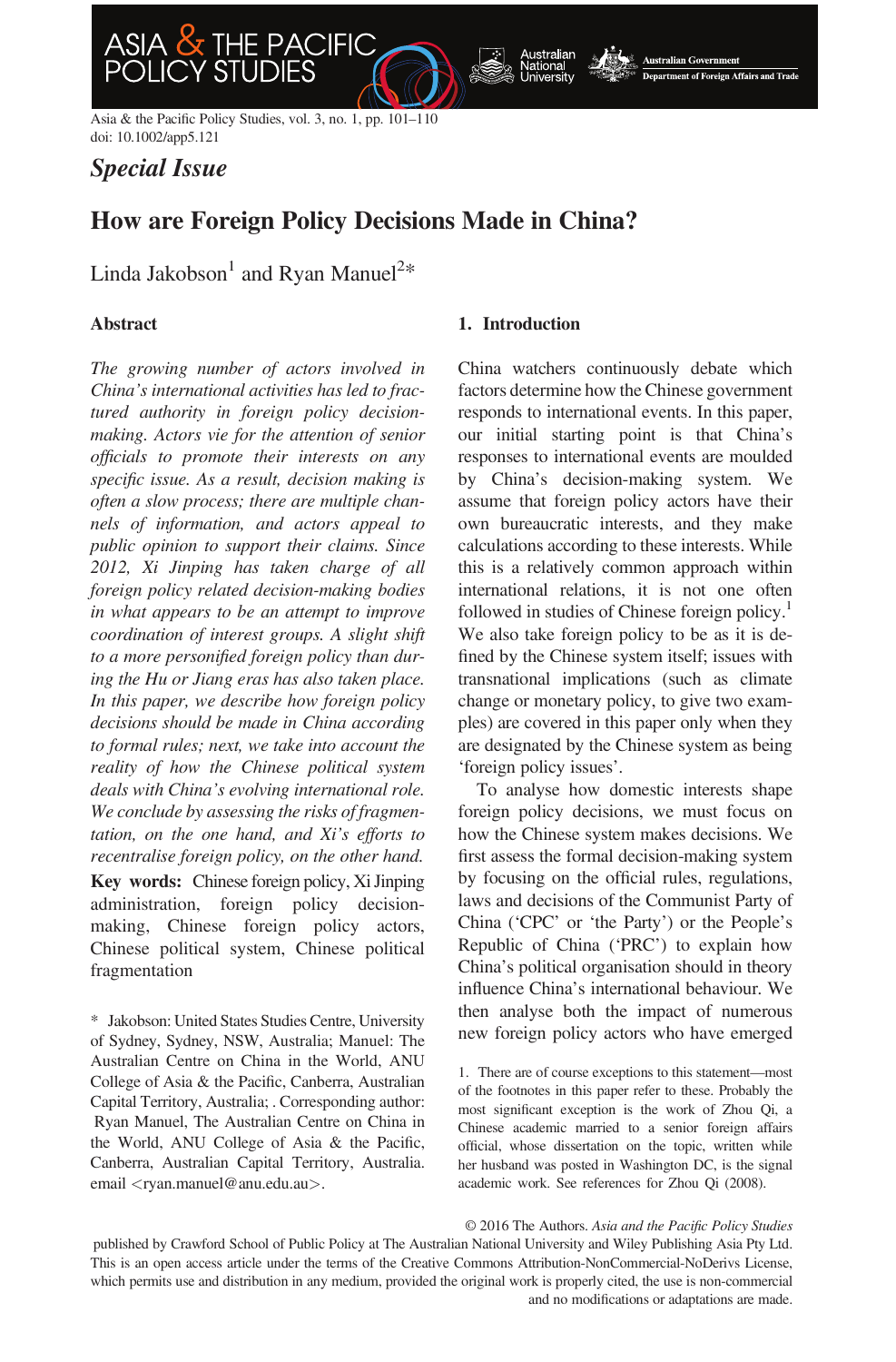*Special Issue*

# How are Foreign Policy Decisions Made in China?

Linda Jakobson[1] and Ryan Manuel[2]*

## Abstract

*The growing number of actors involved in China's international activities has led to fractured authority in foreign policy decision-making. Actors vie for the attention of senior officials to promote their interests on any specific issue. As a result, decision making is often a slow process; there are multiple channels of information, and actors appeal to public opinion to support their claims. Since 2012, Xi Jinping has taken charge of all foreign policy related decision-making bodies in what appears to be an attempt to improve coordination of interest groups. A slight shift to a more personified foreign policy than during the Hu or Jiang eras has also taken place. In this paper, we describe how foreign policy decisions should be made in China according to formal rules; next, we take into account the reality of how the Chinese political system deals with China's evolving international role. We conclude by assessing the risks of fragmentation, on the one hand, and Xi's efforts to recentralise foreign policy, on the other hand.*

**Key words:** Chinese foreign policy, Xi Jinping administration, foreign policy decision-making, Chinese foreign policy actors, Chinese political system, Chinese political fragmentation

\* Jakobson: United States Studies Centre, University of Sydney, Sydney, NSW, Australia; Manuel: The Australian Centre on China in the World, ANU College of Asia & the Pacific, Canberra, Australian Capital Territory, Australia; . Corresponding author: Ryan Manuel, The Australian Centre on China in the World, ANU College of Asia & the Pacific, Canberra, Australian Capital Territory, Australia. email <ryan.manuel@anu.edu.au>.

## 1. Introduction

China watchers continuously debate which factors determine how the Chinese government responds to international events. In this paper, our initial starting point is that China's responses to international events are moulded by China's decision-making system. We assume that foreign policy actors have their own bureaucratic interests, and they make calculations according to these interests. While this is a relatively common approach within international relations, it is not one often followed in studies of Chinese foreign policy.[1] We also take foreign policy to be as it is defined by the Chinese system itself; issues with transnational implications (such as climate change or monetary policy, to give two examples) are covered in this paper only when they are designated by the Chinese system as being 'foreign policy issues'.

To analyse how domestic interests shape foreign policy decisions, we must focus on how the Chinese system makes decisions. We first assess the formal decision-making system by focusing on the official rules, regulations, laws and decisions of the Communist Party of China ('CPC' or 'the Party') or the People's Republic of China ('PRC') to explain how China's political organisation should in theory influence China's international behaviour. We then analyse both the impact of numerous new foreign policy actors who have emerged

1. There are of course exceptions to this statement—most of the footnotes in this paper refer to these. Probably the most significant exception is the work of Zhou Qi, a Chinese academic married to a senior foreign affairs official, whose dissertation on the topic, written while her husband was posted in Washington DC, is the signal academic work. See references for Zhou Qi (2008).

© 2016 The Authors. *Asia and the Pacific Policy Studies* published by Crawford School of Public Policy at The Australian National University and Wiley Publishing Asia Pty Ltd. This is an open access article under the terms of the Creative Commons Attribution-NonCommercial-NoDerivs License, which permits use and distribution in any medium, provided the original work is properly cited, the use is non-commercial and no modifications or adaptations are made.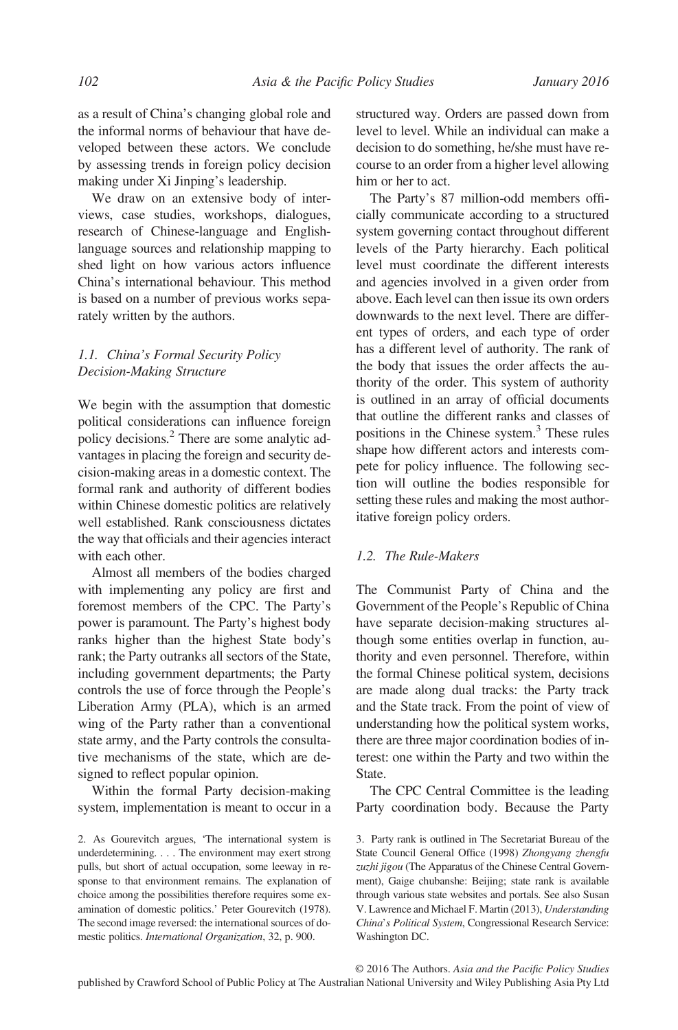as a result of China's changing global role and the informal norms of behaviour that have developed between these actors. We conclude by assessing trends in foreign policy decision making under Xi Jinping's leadership.

We draw on an extensive body of interviews, case studies, workshops, dialogues, research of Chinese-language and English-language sources and relationship mapping to shed light on how various actors influence China's international behaviour. This method is based on a number of previous works separately written by the authors.

### 1.1. China's Formal Security Policy Decision-Making Structure

We begin with the assumption that domestic political considerations can influence foreign policy decisions.[2] There are some analytic advantages in placing the foreign and security decision-making areas in a domestic context. The formal rank and authority of different bodies within Chinese domestic politics are relatively well established. Rank consciousness dictates the way that officials and their agencies interact with each other.

Almost all members of the bodies charged with implementing any policy are first and foremost members of the CPC. The Party's power is paramount. The Party's highest body ranks higher than the highest State body's rank; the Party outranks all sectors of the State, including government departments; the Party controls the use of force through the People's Liberation Army (PLA), which is an armed wing of the Party rather than a conventional state army, and the Party controls the consultative mechanisms of the state, which are designed to reflect popular opinion.

Within the formal Party decision-making system, implementation is meant to occur in a structured way. Orders are passed down from level to level. While an individual can make a decision to do something, he/she must have recourse to an order from a higher level allowing him or her to act.

The Party's 87 million-odd members officially communicate according to a structured system governing contact throughout different levels of the Party hierarchy. Each political level must coordinate the different interests and agencies involved in a given order from above. Each level can then issue its own orders downwards to the next level. There are different types of orders, and each type of order has a different level of authority. The rank of the body that issues the order affects the authority of the order. This system of authority is outlined in an array of official documents that outline the different ranks and classes of positions in the Chinese system.[3] These rules shape how different actors and interests compete for policy influence. The following section will outline the bodies responsible for setting these rules and making the most authoritative foreign policy orders.

### 1.2. The Rule-Makers

The Communist Party of China and the Government of the People's Republic of China have separate decision-making structures although some entities overlap in function, authority and even personnel. Therefore, within the formal Chinese political system, decisions are made along dual tracks: the Party track and the State track. From the point of view of understanding how the political system works, there are three major coordination bodies of interest: one within the Party and two within the State.

The CPC Central Committee is the leading Party coordination body. Because the Party

---

2. As Gourevitch argues, 'The international system is underdetermining. . . . The environment may exert strong pulls, but short of actual occupation, some leeway in response to that environment remains. The explanation of choice among the possibilities therefore requires some examination of domestic politics.' Peter Gourevitch (1978). The second image reversed: the international sources of domestic politics. *International Organization*, 32, p. 900.

3. Party rank is outlined in The Secretariat Bureau of the State Council General Office (1998) *Zhongyang zhengfu zuzhi jigou* (The Apparatus of the Chinese Central Government), Gaige chubanshe: Beijing; state rank is available through various state websites and portals. See also Susan V. Lawrence and Michael F. Martin (2013), *Understanding China's Political System*, Congressional Research Service: Washington DC.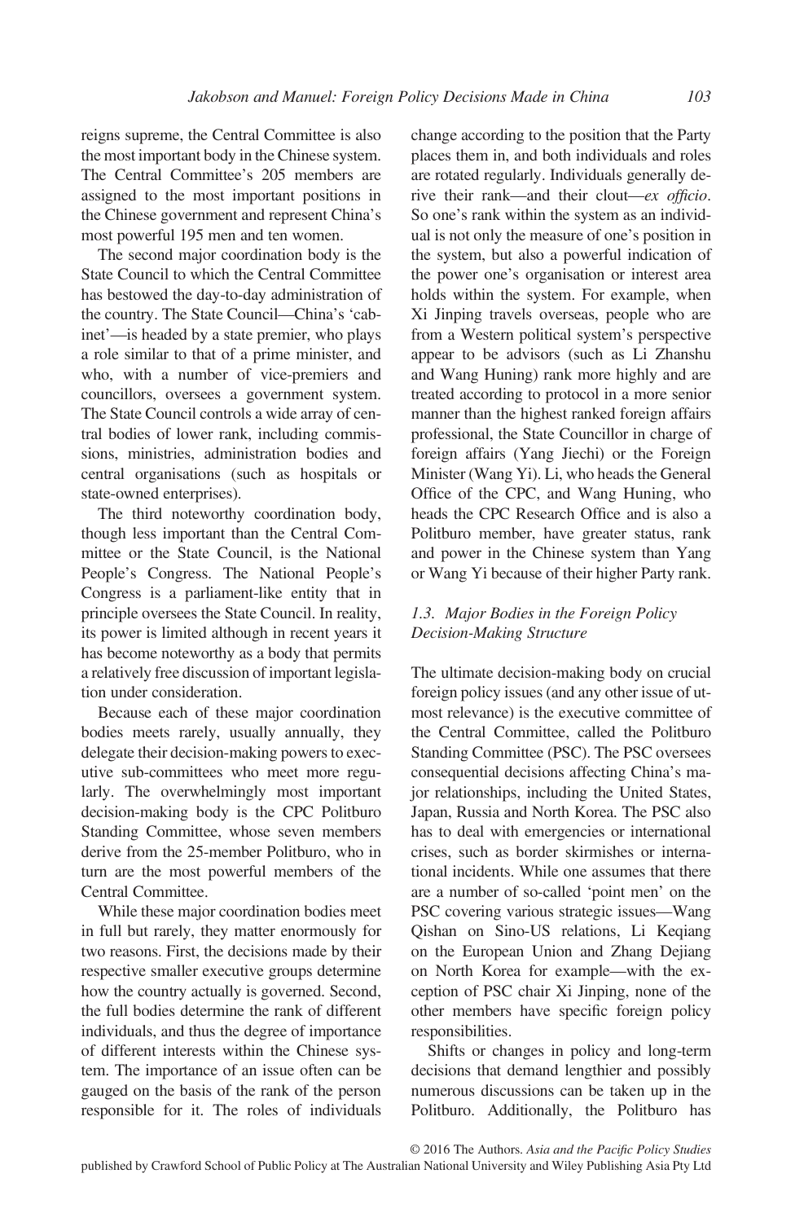reigns supreme, the Central Committee is also the most important body in the Chinese system. The Central Committee's 205 members are assigned to the most important positions in the Chinese government and represent China's most powerful 195 men and ten women.

The second major coordination body is the State Council to which the Central Committee has bestowed the day-to-day administration of the country. The State Council—China's 'cabinet'—is headed by a state premier, who plays a role similar to that of a prime minister, and who, with a number of vice-premiers and councillors, oversees a government system. The State Council controls a wide array of central bodies of lower rank, including commissions, ministries, administration bodies and central organisations (such as hospitals or state-owned enterprises).

The third noteworthy coordination body, though less important than the Central Committee or the State Council, is the National People's Congress. The National People's Congress is a parliament-like entity that in principle oversees the State Council. In reality, its power is limited although in recent years it has become noteworthy as a body that permits a relatively free discussion of important legislation under consideration.

Because each of these major coordination bodies meets rarely, usually annually, they delegate their decision-making powers to executive sub-committees who meet more regularly. The overwhelmingly most important decision-making body is the CPC Politburo Standing Committee, whose seven members derive from the 25-member Politburo, who in turn are the most powerful members of the Central Committee.

While these major coordination bodies meet in full but rarely, they matter enormously for two reasons. First, the decisions made by their respective smaller executive groups determine how the country actually is governed. Second, the full bodies determine the rank of different individuals, and thus the degree of importance of different interests within the Chinese system. The importance of an issue often can be gauged on the basis of the rank of the person responsible for it. The roles of individuals change according to the position that the Party places them in, and both individuals and roles are rotated regularly. Individuals generally derive their rank—and their clout—*ex officio*. So one's rank within the system as an individual is not only the measure of one's position in the system, but also a powerful indication of the power one's organisation or interest area holds within the system. For example, when Xi Jinping travels overseas, people who are from a Western political system's perspective appear to be advisors (such as Li Zhanshu and Wang Huning) rank more highly and are treated according to protocol in a more senior manner than the highest ranked foreign affairs professional, the State Councillor in charge of foreign affairs (Yang Jiechi) or the Foreign Minister (Wang Yi). Li, who heads the General Office of the CPC, and Wang Huning, who heads the CPC Research Office and is also a Politburo member, have greater status, rank and power in the Chinese system than Yang or Wang Yi because of their higher Party rank.

### *1.3. Major Bodies in the Foreign Policy Decision-Making Structure*

The ultimate decision-making body on crucial foreign policy issues (and any other issue of utmost relevance) is the executive committee of the Central Committee, called the Politburo Standing Committee (PSC). The PSC oversees consequential decisions affecting China's major relationships, including the United States, Japan, Russia and North Korea. The PSC also has to deal with emergencies or international crises, such as border skirmishes or international incidents. While one assumes that there are a number of so-called 'point men' on the PSC covering various strategic issues—Wang Qishan on Sino-US relations, Li Keqiang on the European Union and Zhang Dejiang on North Korea for example—with the exception of PSC chair Xi Jinping, none of the other members have specific foreign policy responsibilities.

Shifts or changes in policy and long-term decisions that demand lengthier and possibly numerous discussions can be taken up in the Politburo. Additionally, the Politburo has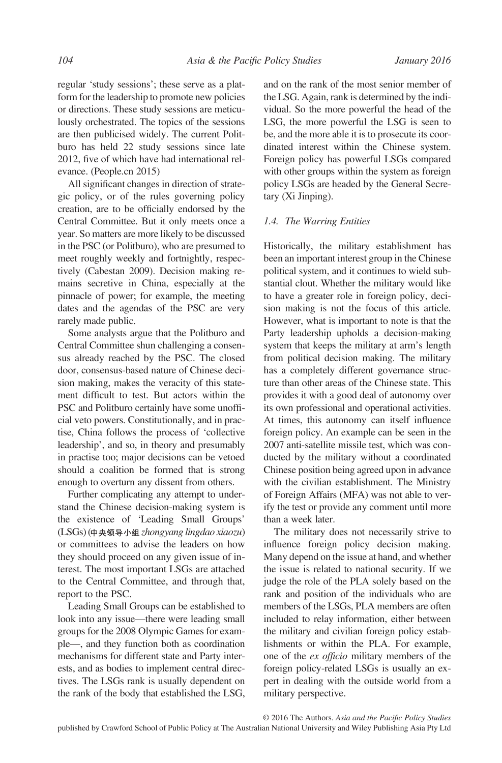regular 'study sessions'; these serve as a platform for the leadership to promote new policies or directions. These study sessions are meticulously orchestrated. The topics of the sessions are then publicised widely. The current Politburo has held 22 study sessions since late 2012, five of which have had international relevance. (People.cn 2015)

All significant changes in direction of strategic policy, or of the rules governing policy creation, are to be officially endorsed by the Central Committee. But it only meets once a year. So matters are more likely to be discussed in the PSC (or Politburo), who are presumed to meet roughly weekly and fortnightly, respectively (Cabestan 2009). Decision making remains secretive in China, especially at the pinnacle of power; for example, the meeting dates and the agendas of the PSC are very rarely made public.

Some analysts argue that the Politburo and Central Committee shun challenging a consensus already reached by the PSC. The closed door, consensus-based nature of Chinese decision making, makes the veracity of this statement difficult to test. But actors within the PSC and Politburo certainly have some unofficial veto powers. Constitutionally, and in practise, China follows the process of 'collective leadership', and so, in theory and presumably in practise too; major decisions can be vetoed should a coalition be formed that is strong enough to overturn any dissent from others.

Further complicating any attempt to understand the Chinese decision-making system is the existence of 'Leading Small Groups' (LSGs) (中央领导小组 *zhongyang lingdao xiaozu*) or committees to advise the leaders on how they should proceed on any given issue of interest. The most important LSGs are attached to the Central Committee, and through that, report to the PSC.

Leading Small Groups can be established to look into any issue—there were leading small groups for the 2008 Olympic Games for example—, and they function both as coordination mechanisms for different state and Party interests, and as bodies to implement central directives. The LSGs rank is usually dependent on the rank of the body that established the LSG, and on the rank of the most senior member of the LSG. Again, rank is determined by the individual. So the more powerful the head of the LSG, the more powerful the LSG is seen to be, and the more able it is to prosecute its coordinated interest within the Chinese system. Foreign policy has powerful LSGs compared with other groups within the system as foreign policy LSGs are headed by the General Secretary (Xi Jinping).

### *1.4. The Warring Entities*

Historically, the military establishment has been an important interest group in the Chinese political system, and it continues to wield substantial clout. Whether the military would like to have a greater role in foreign policy, decision making is not the focus of this article. However, what is important to note is that the Party leadership upholds a decision-making system that keeps the military at arm's length from political decision making. The military has a completely different governance structure than other areas of the Chinese state. This provides it with a good deal of autonomy over its own professional and operational activities. At times, this autonomy can itself influence foreign policy. An example can be seen in the 2007 anti-satellite missile test, which was conducted by the military without a coordinated Chinese position being agreed upon in advance with the civilian establishment. The Ministry of Foreign Affairs (MFA) was not able to verify the test or provide any comment until more than a week later.

The military does not necessarily strive to influence foreign policy decision making. Many depend on the issue at hand, and whether the issue is related to national security. If we judge the role of the PLA solely based on the rank and position of the individuals who are members of the LSGs, PLA members are often included to relay information, either between the military and civilian foreign policy establishments or within the PLA. For example, one of the *ex officio* military members of the foreign policy-related LSGs is usually an expert in dealing with the outside world from a military perspective.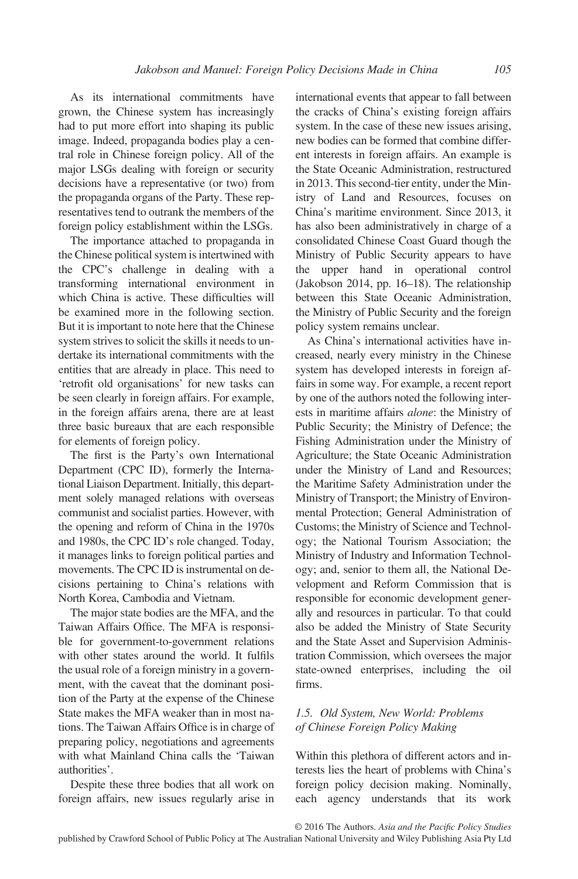As its international commitments have grown, the Chinese system has increasingly had to put more effort into shaping its public image. Indeed, propaganda bodies play a central role in Chinese foreign policy. All of the major LSGs dealing with foreign or security decisions have a representative (or two) from the propaganda organs of the Party. These representatives tend to outrank the members of the foreign policy establishment within the LSGs.

The importance attached to propaganda in the Chinese political system is intertwined with the CPC's challenge in dealing with a transforming international environment in which China is active. These difficulties will be examined more in the following section. But it is important to note here that the Chinese system strives to solicit the skills it needs to undertake its international commitments with the entities that are already in place. This need to 'retrofit old organisations' for new tasks can be seen clearly in foreign affairs. For example, in the foreign affairs arena, there are at least three basic bureaux that are each responsible for elements of foreign policy.

The first is the Party's own International Department (CPC ID), formerly the International Liaison Department. Initially, this department solely managed relations with overseas communist and socialist parties. However, with the opening and reform of China in the 1970s and 1980s, the CPC ID's role changed. Today, it manages links to foreign political parties and movements. The CPC ID is instrumental on decisions pertaining to China's relations with North Korea, Cambodia and Vietnam.

The major state bodies are the MFA, and the Taiwan Affairs Office. The MFA is responsible for government-to-government relations with other states around the world. It fulfils the usual role of a foreign ministry in a government, with the caveat that the dominant position of the Party at the expense of the Chinese State makes the MFA weaker than in most nations. The Taiwan Affairs Office is in charge of preparing policy, negotiations and agreements with what Mainland China calls the 'Taiwan authorities'.

Despite these three bodies that all work on foreign affairs, new issues regularly arise in international events that appear to fall between the cracks of China's existing foreign affairs system. In the case of these new issues arising, new bodies can be formed that combine different interests in foreign affairs. An example is the State Oceanic Administration, restructured in 2013. This second-tier entity, under the Ministry of Land and Resources, focuses on China's maritime environment. Since 2013, it has also been administratively in charge of a consolidated Chinese Coast Guard though the Ministry of Public Security appears to have the upper hand in operational control (Jakobson 2014, pp. 16–18). The relationship between this State Oceanic Administration, the Ministry of Public Security and the foreign policy system remains unclear.

As China's international activities have increased, nearly every ministry in the Chinese system has developed interests in foreign affairs in some way. For example, a recent report by one of the authors noted the following interests in maritime affairs *alone*: the Ministry of Public Security; the Ministry of Defence; the Fishing Administration under the Ministry of Agriculture; the State Oceanic Administration under the Ministry of Land and Resources; the Maritime Safety Administration under the Ministry of Transport; the Ministry of Environmental Protection; General Administration of Customs; the Ministry of Science and Technology; the National Tourism Association; the Ministry of Industry and Information Technology; and, senior to them all, the National Development and Reform Commission that is responsible for economic development generally and resources in particular. To that could also be added the Ministry of State Security and the State Asset and Supervision Administration Commission, which oversees the major state-owned enterprises, including the oil firms.

### *1.5. Old System, New World: Problems of Chinese Foreign Policy Making*

Within this plethora of different actors and interests lies the heart of problems with China's foreign policy decision making. Nominally, each agency understands that its work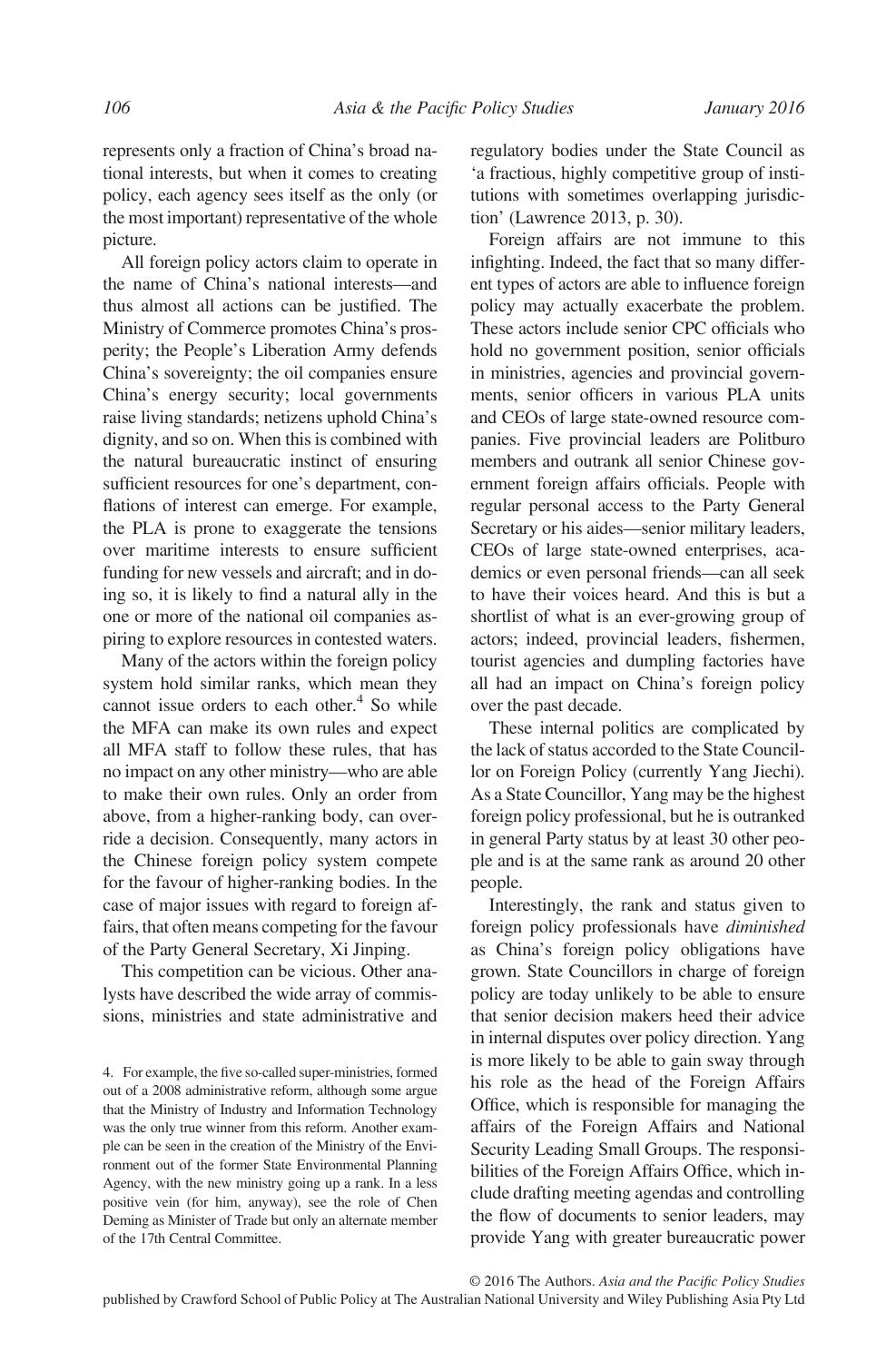represents only a fraction of China's broad national interests, but when it comes to creating policy, each agency sees itself as the only (or the most important) representative of the whole picture.

All foreign policy actors claim to operate in the name of China's national interests—and thus almost all actions can be justified. The Ministry of Commerce promotes China's prosperity; the People's Liberation Army defends China's sovereignty; the oil companies ensure China's energy security; local governments raise living standards; netizens uphold China's dignity, and so on. When this is combined with the natural bureaucratic instinct of ensuring sufficient resources for one's department, conflations of interest can emerge. For example, the PLA is prone to exaggerate the tensions over maritime interests to ensure sufficient funding for new vessels and aircraft; and in doing so, it is likely to find a natural ally in the one or more of the national oil companies aspiring to explore resources in contested waters.

Many of the actors within the foreign policy system hold similar ranks, which mean they cannot issue orders to each other.[4] So while the MFA can make its own rules and expect all MFA staff to follow these rules, that has no impact on any other ministry—who are able to make their own rules. Only an order from above, from a higher-ranking body, can override a decision. Consequently, many actors in the Chinese foreign policy system compete for the favour of higher-ranking bodies. In the case of major issues with regard to foreign affairs, that often means competing for the favour of the Party General Secretary, Xi Jinping.

This competition can be vicious. Other analysts have described the wide array of commissions, ministries and state administrative and regulatory bodies under the State Council as 'a fractious, highly competitive group of institutions with sometimes overlapping jurisdiction' (Lawrence 2013, p. 30).

Foreign affairs are not immune to this infighting. Indeed, the fact that so many different types of actors are able to influence foreign policy may actually exacerbate the problem. These actors include senior CPC officials who hold no government position, senior officials in ministries, agencies and provincial governments, senior officers in various PLA units and CEOs of large state-owned resource companies. Five provincial leaders are Politburo members and outrank all senior Chinese government foreign affairs officials. People with regular personal access to the Party General Secretary or his aides—senior military leaders, CEOs of large state-owned enterprises, academics or even personal friends—can all seek to have their voices heard. And this is but a shortlist of what is an ever-growing group of actors; indeed, provincial leaders, fishermen, tourist agencies and dumpling factories have all had an impact on China's foreign policy over the past decade.

These internal politics are complicated by the lack of status accorded to the State Councillor on Foreign Policy (currently Yang Jiechi). As a State Councillor, Yang may be the highest foreign policy professional, but he is outranked in general Party status by at least 30 other people and is at the same rank as around 20 other people.

Interestingly, the rank and status given to foreign policy professionals have *diminished* as China's foreign policy obligations have grown. State Councillors in charge of foreign policy are today unlikely to be able to ensure that senior decision makers heed their advice in internal disputes over policy direction. Yang is more likely to be able to gain sway through his role as the head of the Foreign Affairs Office, which is responsible for managing the affairs of the Foreign Affairs and National Security Leading Small Groups. The responsibilities of the Foreign Affairs Office, which include drafting meeting agendas and controlling the flow of documents to senior leaders, may provide Yang with greater bureaucratic power

4. For example, the five so-called super-ministries, formed out of a 2008 administrative reform, although some argue that the Ministry of Industry and Information Technology was the only true winner from this reform. Another example can be seen in the creation of the Ministry of the Environment out of the former State Environmental Planning Agency, with the new ministry going up a rank. In a less positive vein (for him, anyway), see the role of Chen Deming as Minister of Trade but only an alternate member of the 17th Central Committee.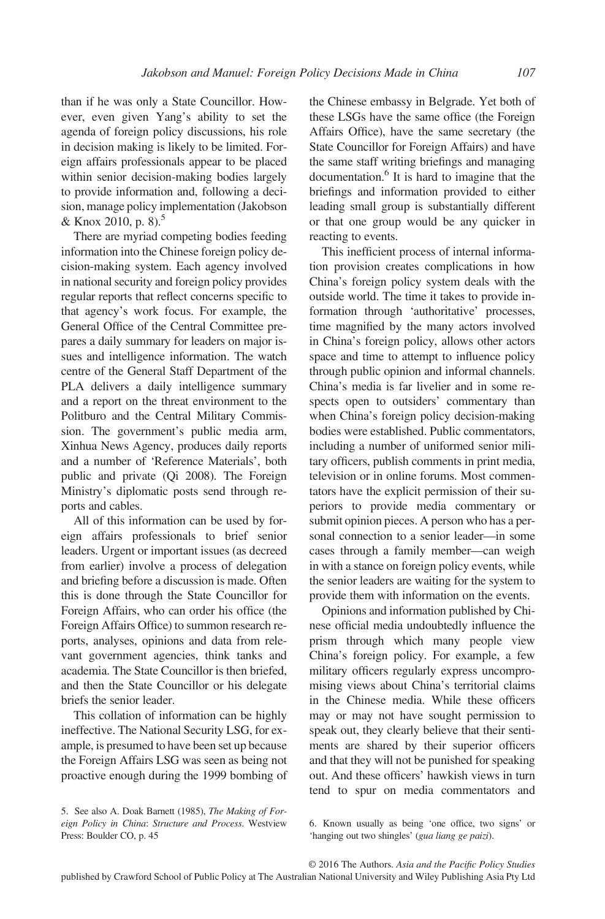than if he was only a State Councillor. However, even given Yang's ability to set the agenda of foreign policy discussions, his role in decision making is likely to be limited. Foreign affairs professionals appear to be placed within senior decision-making bodies largely to provide information and, following a decision, manage policy implementation (Jakobson & Knox 2010, p. 8).[5]

There are myriad competing bodies feeding information into the Chinese foreign policy decision-making system. Each agency involved in national security and foreign policy provides regular reports that reflect concerns specific to that agency's work focus. For example, the General Office of the Central Committee prepares a daily summary for leaders on major issues and intelligence information. The watch centre of the General Staff Department of the PLA delivers a daily intelligence summary and a report on the threat environment to the Politburo and the Central Military Commission. The government's public media arm, Xinhua News Agency, produces daily reports and a number of 'Reference Materials', both public and private (Qi 2008). The Foreign Ministry's diplomatic posts send through reports and cables.

All of this information can be used by foreign affairs professionals to brief senior leaders. Urgent or important issues (as decreed from earlier) involve a process of delegation and briefing before a discussion is made. Often this is done through the State Councillor for Foreign Affairs, who can order his office (the Foreign Affairs Office) to summon research reports, analyses, opinions and data from relevant government agencies, think tanks and academia. The State Councillor is then briefed, and then the State Councillor or his delegate briefs the senior leader.

This collation of information can be highly ineffective. The National Security LSG, for example, is presumed to have been set up because the Foreign Affairs LSG was seen as being not proactive enough during the 1999 bombing of the Chinese embassy in Belgrade. Yet both of these LSGs have the same office (the Foreign Affairs Office), have the same secretary (the State Councillor for Foreign Affairs) and have the same staff writing briefings and managing documentation.[6] It is hard to imagine that the briefings and information provided to either leading small group is substantially different or that one group would be any quicker in reacting to events.

This inefficient process of internal information provision creates complications in how China's foreign policy system deals with the outside world. The time it takes to provide information through 'authoritative' processes, time magnified by the many actors involved in China's foreign policy, allows other actors space and time to attempt to influence policy through public opinion and informal channels. China's media is far livelier and in some respects open to outsiders' commentary than when China's foreign policy decision-making bodies were established. Public commentators, including a number of uniformed senior military officers, publish comments in print media, television or in online forums. Most commentators have the explicit permission of their superiors to provide media commentary or submit opinion pieces. A person who has a personal connection to a senior leader—in some cases through a family member—can weigh in with a stance on foreign policy events, while the senior leaders are waiting for the system to provide them with information on the events.

Opinions and information published by Chinese official media undoubtedly influence the prism through which many people view China's foreign policy. For example, a few military officers regularly express uncompromising views about China's territorial claims in the Chinese media. While these officers may or may not have sought permission to speak out, they clearly believe that their sentiments are shared by their superior officers and that they will not be punished for speaking out. And these officers' hawkish views in turn tend to spur on media commentators and

5. See also A. Doak Barnett (1985), *The Making of Foreign Policy in China: Structure and Process*. Westview Press: Boulder CO, p. 45

6. Known usually as being 'one office, two signs' or 'hanging out two shingles' (*gua liang ge paizi*).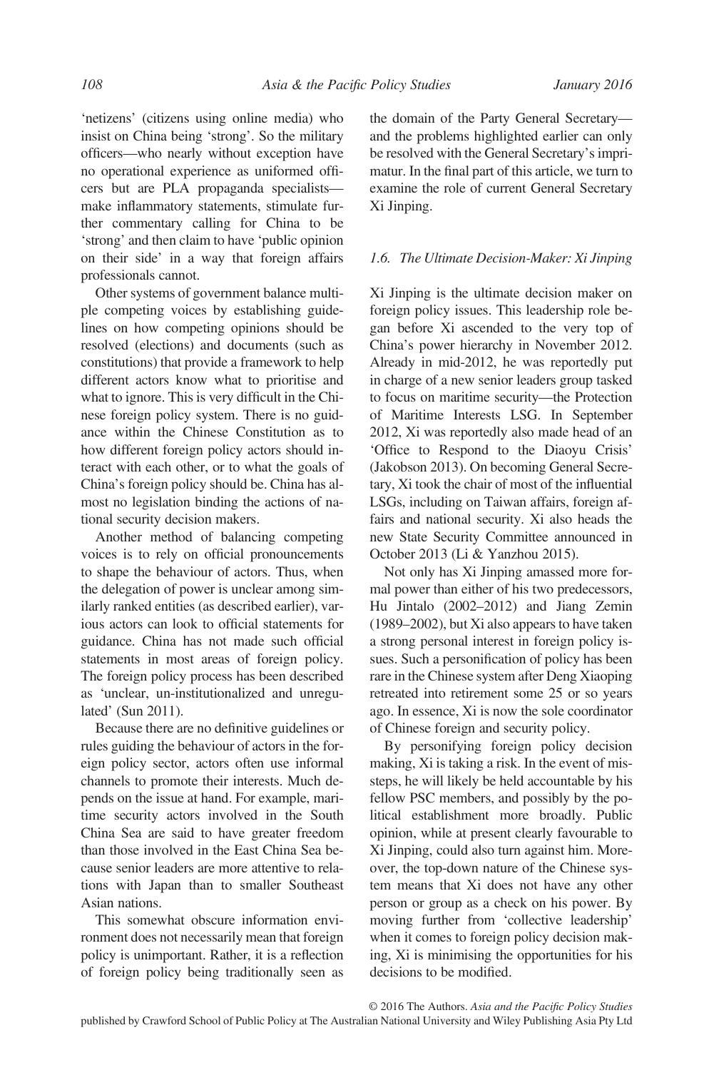'netizens' (citizens using online media) who insist on China being 'strong'. So the military officers—who nearly without exception have no operational experience as uniformed officers but are PLA propaganda specialists—make inflammatory statements, stimulate further commentary calling for China to be 'strong' and then claim to have 'public opinion on their side' in a way that foreign affairs professionals cannot.

Other systems of government balance multiple competing voices by establishing guidelines on how competing opinions should be resolved (elections) and documents (such as constitutions) that provide a framework to help different actors know what to prioritise and what to ignore. This is very difficult in the Chinese foreign policy system. There is no guidance within the Chinese Constitution as to how different foreign policy actors should interact with each other, or to what the goals of China's foreign policy should be. China has almost no legislation binding the actions of national security decision makers.

Another method of balancing competing voices is to rely on official pronouncements to shape the behaviour of actors. Thus, when the delegation of power is unclear among similarly ranked entities (as described earlier), various actors can look to official statements for guidance. China has not made such official statements in most areas of foreign policy. The foreign policy process has been described as 'unclear, un-institutionalized and unregulated' (Sun 2011).

Because there are no definitive guidelines or rules guiding the behaviour of actors in the foreign policy sector, actors often use informal channels to promote their interests. Much depends on the issue at hand. For example, maritime security actors involved in the South China Sea are said to have greater freedom than those involved in the East China Sea because senior leaders are more attentive to relations with Japan than to smaller Southeast Asian nations.

This somewhat obscure information environment does not necessarily mean that foreign policy is unimportant. Rather, it is a reflection of foreign policy being traditionally seen as the domain of the Party General Secretary—and the problems highlighted earlier can only be resolved with the General Secretary's imprimatur. In the final part of this article, we turn to examine the role of current General Secretary Xi Jinping.

### *1.6. The Ultimate Decision-Maker: Xi Jinping*

Xi Jinping is the ultimate decision maker on foreign policy issues. This leadership role began before Xi ascended to the very top of China's power hierarchy in November 2012. Already in mid-2012, he was reportedly put in charge of a new senior leaders group tasked to focus on maritime security—the Protection of Maritime Interests LSG. In September 2012, Xi was reportedly also made head of an 'Office to Respond to the Diaoyu Crisis' (Jakobson 2013). On becoming General Secretary, Xi took the chair of most of the influential LSGs, including on Taiwan affairs, foreign affairs and national security. Xi also heads the new State Security Committee announced in October 2013 (Li & Yanzhou 2015).

Not only has Xi Jinping amassed more formal power than either of his two predecessors, Hu Jintalo (2002–2012) and Jiang Zemin (1989–2002), but Xi also appears to have taken a strong personal interest in foreign policy issues. Such a personification of policy has been rare in the Chinese system after Deng Xiaoping retreated into retirement some 25 or so years ago. In essence, Xi is now the sole coordinator of Chinese foreign and security policy.

By personifying foreign policy decision making, Xi is taking a risk. In the event of missteps, he will likely be held accountable by his fellow PSC members, and possibly by the political establishment more broadly. Public opinion, while at present clearly favourable to Xi Jinping, could also turn against him. Moreover, the top-down nature of the Chinese system means that Xi does not have any other person or group as a check on his power. By moving further from 'collective leadership' when it comes to foreign policy decision making, Xi is minimising the opportunities for his decisions to be modified.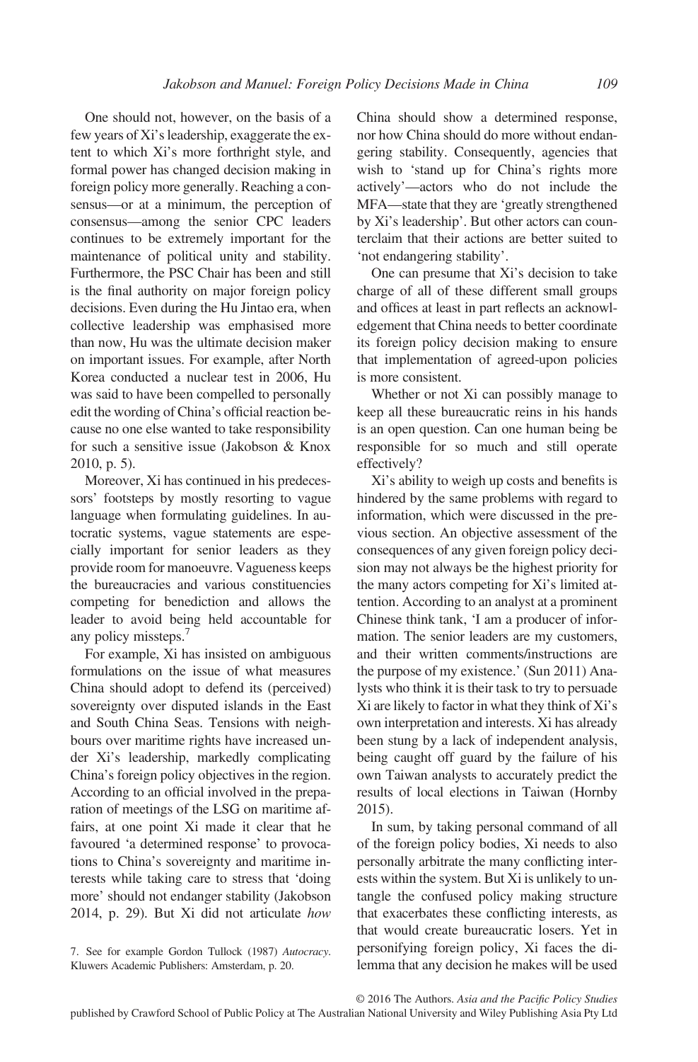One should not, however, on the basis of a few years of Xi's leadership, exaggerate the extent to which Xi's more forthright style, and formal power has changed decision making in foreign policy more generally. Reaching a consensus—or at a minimum, the perception of consensus—among the senior CPC leaders continues to be extremely important for the maintenance of political unity and stability. Furthermore, the PSC Chair has been and still is the final authority on major foreign policy decisions. Even during the Hu Jintao era, when collective leadership was emphasised more than now, Hu was the ultimate decision maker on important issues. For example, after North Korea conducted a nuclear test in 2006, Hu was said to have been compelled to personally edit the wording of China's official reaction because no one else wanted to take responsibility for such a sensitive issue (Jakobson & Knox 2010, p. 5).

Moreover, Xi has continued in his predecessors' footsteps by mostly resorting to vague language when formulating guidelines. In autocratic systems, vague statements are especially important for senior leaders as they provide room for manoeuvre. Vagueness keeps the bureaucracies and various constituencies competing for benediction and allows the leader to avoid being held accountable for any policy missteps.[7]

For example, Xi has insisted on ambiguous formulations on the issue of what measures China should adopt to defend its (perceived) sovereignty over disputed islands in the East and South China Seas. Tensions with neighbours over maritime rights have increased under Xi's leadership, markedly complicating China's foreign policy objectives in the region. According to an official involved in the preparation of meetings of the LSG on maritime affairs, at one point Xi made it clear that he favoured 'a determined response' to provocations to China's sovereignty and maritime interests while taking care to stress that 'doing more' should not endanger stability (Jakobson 2014, p. 29). But Xi did not articulate *how* China should show a determined response, nor how China should do more without endangering stability. Consequently, agencies that wish to 'stand up for China's rights more actively'—actors who do not include the MFA—state that they are 'greatly strengthened by Xi's leadership'. But other actors can counterclaim that their actions are better suited to 'not endangering stability'.

One can presume that Xi's decision to take charge of all of these different small groups and offices at least in part reflects an acknowledgement that China needs to better coordinate its foreign policy decision making to ensure that implementation of agreed-upon policies is more consistent.

Whether or not Xi can possibly manage to keep all these bureaucratic reins in his hands is an open question. Can one human being be responsible for so much and still operate effectively?

Xi's ability to weigh up costs and benefits is hindered by the same problems with regard to information, which were discussed in the previous section. An objective assessment of the consequences of any given foreign policy decision may not always be the highest priority for the many actors competing for Xi's limited attention. According to an analyst at a prominent Chinese think tank, 'I am a producer of information. The senior leaders are my customers, and their written comments/instructions are the purpose of my existence.' (Sun 2011) Analysts who think it is their task to try to persuade Xi are likely to factor in what they think of Xi's own interpretation and interests. Xi has already been stung by a lack of independent analysis, being caught off guard by the failure of his own Taiwan analysts to accurately predict the results of local elections in Taiwan (Hornby 2015).

In sum, by taking personal command of all of the foreign policy bodies, Xi needs to also personally arbitrate the many conflicting interests within the system. But Xi is unlikely to untangle the confused policy making structure that exacerbates these conflicting interests, as that would create bureaucratic losers. Yet in personifying foreign policy, Xi faces the dilemma that any decision he makes will be used

7. See for example Gordon Tullock (1987) *Autocracy*. Kluwers Academic Publishers: Amsterdam, p. 20.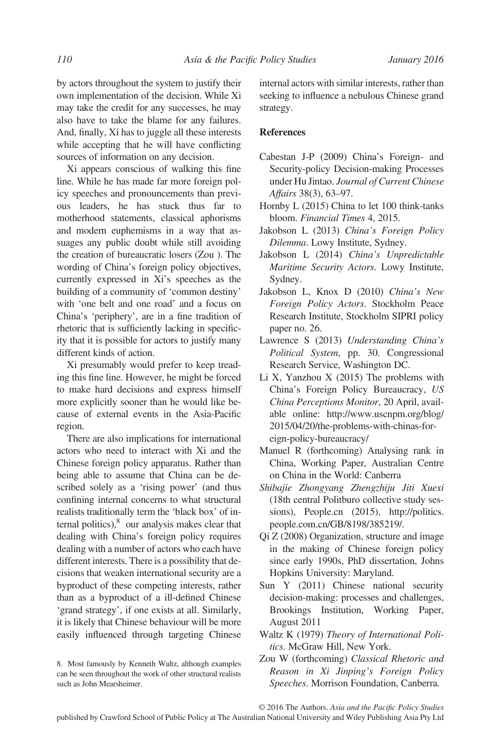by actors throughout the system to justify their own implementation of the decision. While Xi may take the credit for any successes, he may also have to take the blame for any failures. And, finally, Xi has to juggle all these interests while accepting that he will have conflicting sources of information on any decision.

Xi appears conscious of walking this fine line. While he has made far more foreign policy speeches and pronouncements than previous leaders, he has stuck thus far to motherhood statements, classical aphorisms and modern euphemisms in a way that assuages any public doubt while still avoiding the creation of bureaucratic losers (Zou ). The wording of China's foreign policy objectives, currently expressed in Xi's speeches as the building of a community of 'common destiny' with 'one belt and one road' and a focus on China's 'periphery', are in a fine tradition of rhetoric that is sufficiently lacking in specificity that it is possible for actors to justify many different kinds of action.

Xi presumably would prefer to keep treading this fine line. However, he might be forced to make hard decisions and express himself more explicitly sooner than he would like because of external events in the Asia-Pacific region.

There are also implications for international actors who need to interact with Xi and the Chinese foreign policy apparatus. Rather than being able to assume that China can be described solely as a 'rising power' (and thus confining internal concerns to what structural realists traditionally term the 'black box' of internal politics),[8] our analysis makes clear that dealing with China's foreign policy requires dealing with a number of actors who each have different interests. There is a possibility that decisions that weaken international security are a byproduct of these competing interests, rather than as a byproduct of a ill-defined Chinese 'grand strategy', if one exists at all. Similarly, it is likely that Chinese behaviour will be more easily influenced through targeting Chinese internal actors with similar interests, rather than seeking to influence a nebulous Chinese grand strategy.

8. Most famously by Kenneth Waltz, although examples can be seen throughout the work of other structural realists such as John Mearsheimer.

**References**

Cabestan J-P (2009) China's Foreign- and Security-policy Decision-making Processes under Hu Jintao. *Journal of Current Chinese Affairs* 38(3), 63–97.

Hornby L (2015) China to let 100 think-tanks bloom. *Financial Times* 4, 2015.

Jakobson L (2013) *China's Foreign Policy Dilemma*. Lowy Institute, Sydney.

Jakobson L (2014) *China's Unpredictable Maritime Security Actors*. Lowy Institute, Sydney.

Jakobson L, Knox D (2010) *China's New Foreign Policy Actors*. Stockholm Peace Research Institute, Stockholm SIPRI policy paper no. 26.

Lawrence S (2013) *Understanding China's Political System*, pp. 30. Congressional Research Service, Washington DC.

Li X, Yanzhou X (2015) The problems with China's Foreign Policy Bureaucracy, *US China Perceptions Monitor*, 20 April, available online: http://www.uscnpm.org/blog/2015/04/20/the-problems-with-chinas-foreign-policy-bureaucracy/

Manuel R (forthcoming) Analysing rank in China, Working Paper, Australian Centre on China in the World: Canberra

*Shibajie Zhongyang Zhengzhiju Jiti Xuexi* (18th central Politburo collective study sessions), People.cn (2015), http://politics.people.com.cn/GB/8198/385219/.

Qi Z (2008) Organization, structure and image in the making of Chinese foreign policy since early 1990s, PhD dissertation, Johns Hopkins University: Maryland.

Sun Y (2011) Chinese national security decision-making: processes and challenges, Brookings Institution, Working Paper, August 2011

Waltz K (1979) *Theory of International Politics*. McGraw Hill, New York.

Zou W (forthcoming) *Classical Rhetoric and Reason in Xi Jinping's Foreign Policy Speeches*. Morrison Foundation, Canberra.